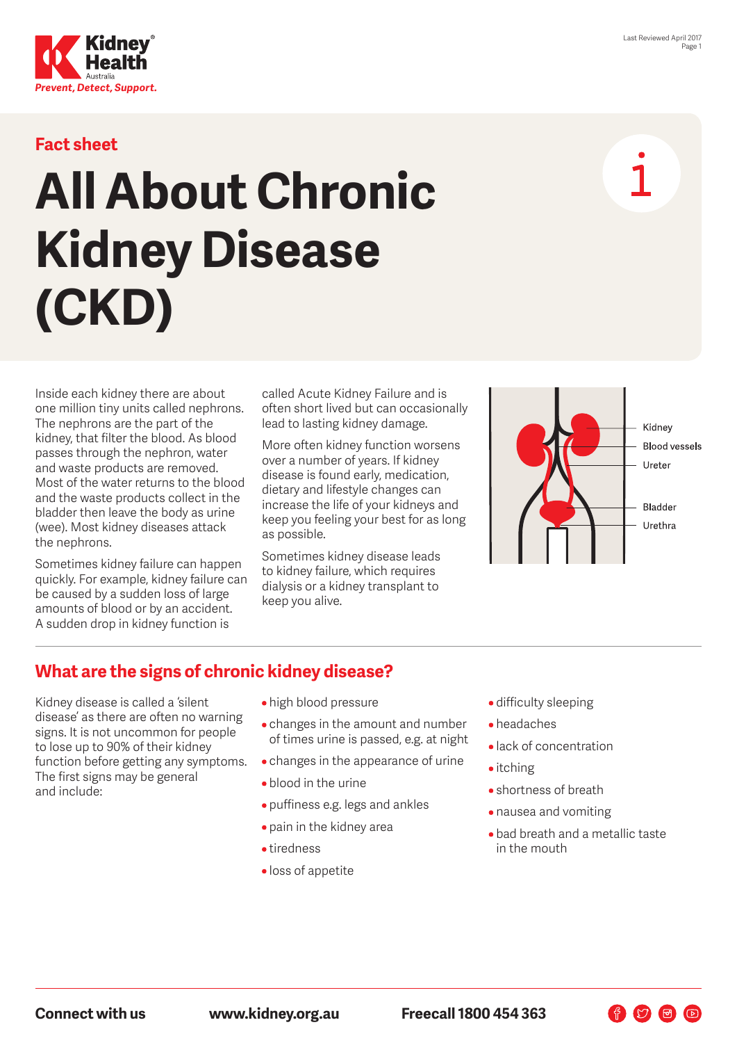Fact sheet

# All About Chronic Kidney Disease (CKD)

Inside each kidney there are about one million tiny units called nephrons. The nephrons are the part of the kidney, that filter the blood. As blood passes through the nephron, water and waste products are removed. Most of the water returns to the blood and the waste products collect in the bladder then leave the body as urine (wee). Most kidney diseases attack the nephrons.

Sometimes kidney failure can happen quickly. For example, kidney failure can be caused by a sudden loss of large amounts of blood or by an accident. A sudden drop in kidney function is called Acute Kidney Failure and is often short lived but can occasionally lead to lasting kidney damage.

More often kidney function worsens over a number of years. If kidney disease is found early, medication, dietary and lifestyle changes can increase the life of your kidneys and keep you feeling your best for as long as possible.

Sometimes kidney disease leads to kidney failure, which requires dialysis or a kidney transplant to keep you alive.

Kidney
Blood vessels
Ureter
Bladder
Urethra

## What are the signs of chronic kidney disease?

Kidney disease is called a 'silent disease' as there are often no warning signs. It is not uncommon for people to lose up to 90% of their kidney function before getting any symptoms. The first signs may be general and include:

- high blood pressure
- changes in the amount and number of times urine is passed, e.g. at night
- changes in the appearance of urine
- blood in the urine
- puffiness e.g. legs and ankles
- pain in the kidney area
- tiredness
- loss of appetite
- difficulty sleeping
- headaches
- lack of concentration
- itching
- shortness of breath
- nausea and vomiting
- bad breath and a metallic taste in the mouth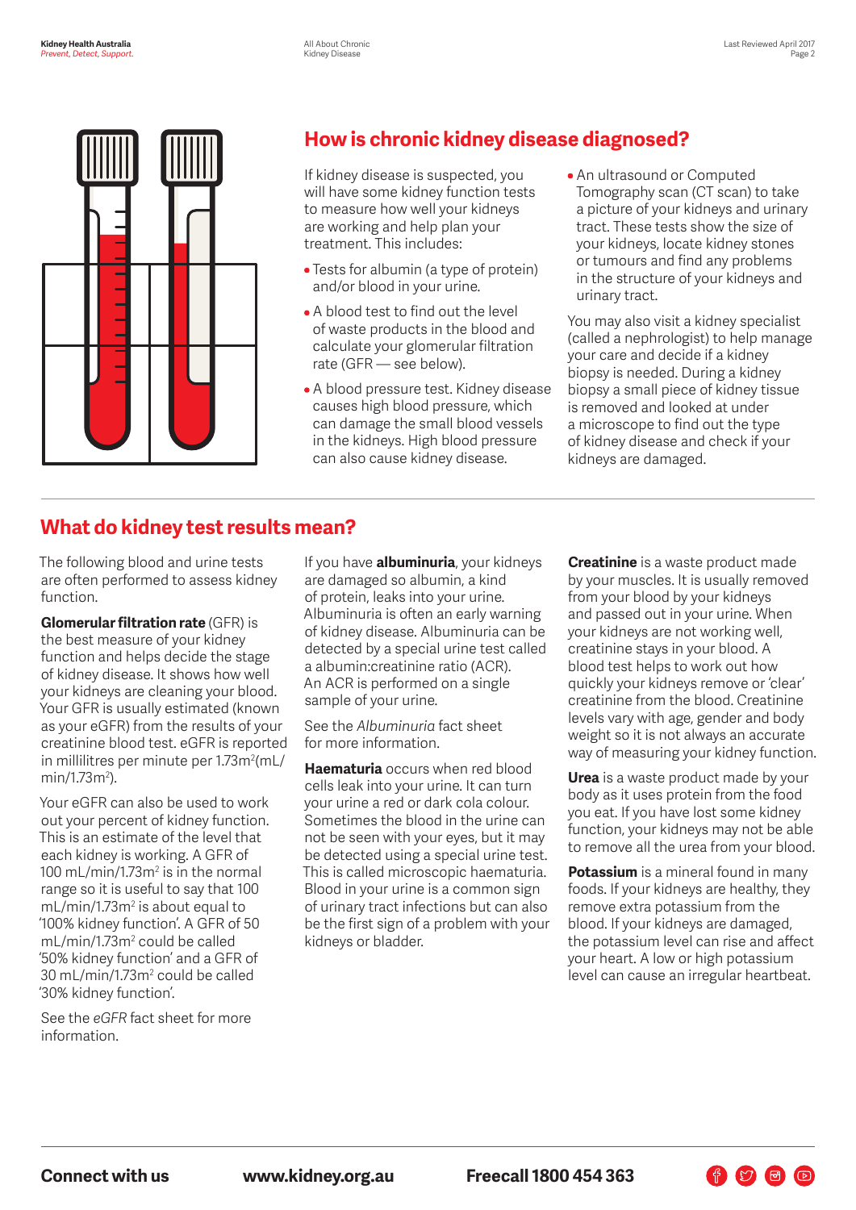## How is chronic kidney disease diagnosed?

If kidney disease is suspected, you will have some kidney function tests to measure how well your kidneys are working and help plan your treatment. This includes:

- Tests for albumin (a type of protein) and/or blood in your urine.
- A blood test to find out the level of waste products in the blood and calculate your glomerular filtration rate (GFR — see below).
- A blood pressure test. Kidney disease causes high blood pressure, which can damage the small blood vessels in the kidneys. High blood pressure can also cause kidney disease.
- An ultrasound or Computed Tomography scan (CT scan) to take a picture of your kidneys and urinary tract. These tests show the size of your kidneys, locate kidney stones or tumours and find any problems in the structure of your kidneys and urinary tract.

You may also visit a kidney specialist (called a nephrologist) to help manage your care and decide if a kidney biopsy is needed. During a kidney biopsy a small piece of kidney tissue is removed and looked at under a microscope to find out the type of kidney disease and check if your kidneys are damaged.

## What do kidney test results mean?

The following blood and urine tests are often performed to assess kidney function.

**Glomerular filtration rate** (GFR) is the best measure of your kidney function and helps decide the stage of kidney disease. It shows how well your kidneys are cleaning your blood. Your GFR is usually estimated (known as your eGFR) from the results of your creatinine blood test. eGFR is reported in millilitres per minute per $1.73m^2$ ($mL/min/1.73m^2$).

Your eGFR can also be used to work out your percent of kidney function. This is an estimate of the level that each kidney is working. A GFR of 100 $mL/min/1.73m^2$ is in the normal range so it is useful to say that 100 $mL/min/1.73m^2$ is about equal to '100% kidney function'. A GFR of 50 $mL/min/1.73m^2$ could be called '50% kidney function' and a GFR of 30 $mL/min/1.73m^2$ could be called '30% kidney function'.

See the *eGFR* fact sheet for more information.

If you have **albuminuria**, your kidneys are damaged so albumin, a kind of protein, leaks into your urine. Albuminuria is often an early warning of kidney disease. Albuminuria can be detected by a special urine test called a albumin:creatinine ratio (ACR). An ACR is performed on a single sample of your urine.

See the *Albuminuria* fact sheet for more information.

**Haematuria** occurs when red blood cells leak into your urine. It can turn your urine a red or dark cola colour. Sometimes the blood in the urine can not be seen with your eyes, but it may be detected using a special urine test. This is called microscopic haematuria. Blood in your urine is a common sign of urinary tract infections but can also be the first sign of a problem with your kidneys or bladder.

**Creatinine** is a waste product made by your muscles. It is usually removed from your blood by your kidneys and passed out in your urine. When your kidneys are not working well, creatinine stays in your blood. A blood test helps to work out how quickly your kidneys remove or 'clear' creatinine from the blood. Creatinine levels vary with age, gender and body weight so it is not always an accurate way of measuring your kidney function.

**Urea** is a waste product made by your body as it uses protein from the food you eat. If you have lost some kidney function, your kidneys may not be able to remove all the urea from your blood.

**Potassium** is a mineral found in many foods. If your kidneys are healthy, they remove extra potassium from the blood. If your kidneys are damaged, the potassium level can rise and affect your heart. A low or high potassium level can cause an irregular heartbeat.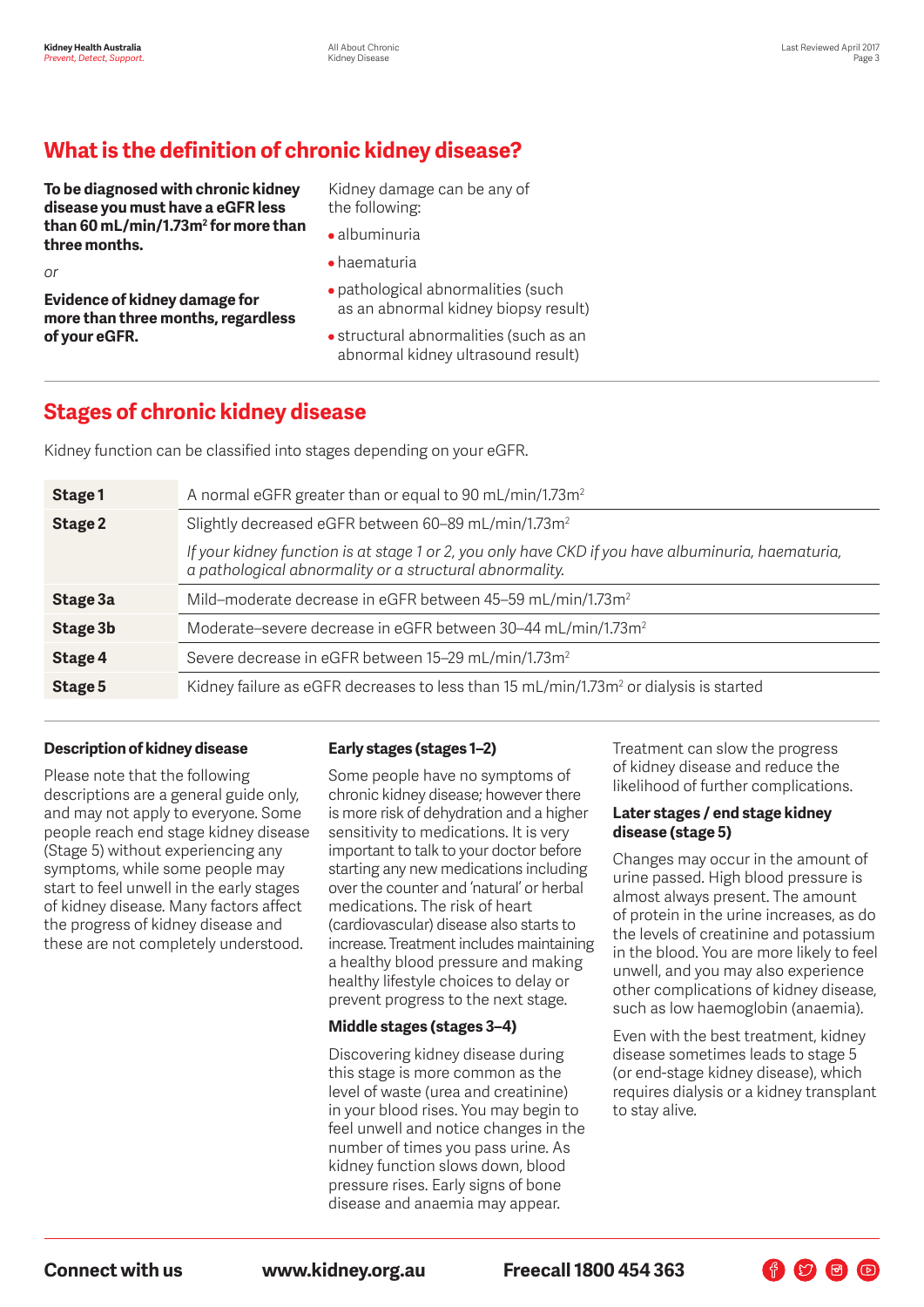## What is the definition of chronic kidney disease?

**To be diagnosed with chronic kidney disease you must have a eGFR less than 60 mL/min/1.73m$^2$ for more than three months.**

*or*

**Evidence of kidney damage for more than three months, regardless of your eGFR.**

Kidney damage can be any of the following:

- albuminuria
- haematuria
- pathological abnormalities (such as an abnormal kidney biopsy result)
- structural abnormalities (such as an abnormal kidney ultrasound result)

## Stages of chronic kidney disease

Kidney function can be classified into stages depending on your eGFR.

| | |
|---|---|
| **Stage 1** | A normal eGFR greater than or equal to 90 mL/min/1.73m$^2$ |
| **Stage 2** | Slightly decreased eGFR between 60–89 mL/min/1.73m$^2$<br>*If your kidney function is at stage 1 or 2, you only have CKD if you have albuminuria, haematuria, a pathological abnormality or a structural abnormality.* |
| **Stage 3a** | Mild–moderate decrease in eGFR between 45–59 mL/min/1.73m$^2$ |
| **Stage 3b** | Moderate–severe decrease in eGFR between 30–44 mL/min/1.73m$^2$ |
| **Stage 4** | Severe decrease in eGFR between 15–29 mL/min/1.73m$^2$ |
| **Stage 5** | Kidney failure as eGFR decreases to less than 15 mL/min/1.73m$^2$ or dialysis is started |

### Description of kidney disease

Please note that the following descriptions are a general guide only, and may not apply to everyone. Some people reach end stage kidney disease (Stage 5) without experiencing any symptoms, while some people may start to feel unwell in the early stages of kidney disease. Many factors affect the progress of kidney disease and these are not completely understood.

### Early stages (stages 1–2)

Some people have no symptoms of chronic kidney disease; however there is more risk of dehydration and a higher sensitivity to medications. It is very important to talk to your doctor before starting any new medications including over the counter and 'natural' or herbal medications. The risk of heart (cardiovascular) disease also starts to increase. Treatment includes maintaining a healthy blood pressure and making healthy lifestyle choices to delay or prevent progress to the next stage.

### Middle stages (stages 3–4)

Discovering kidney disease during this stage is more common as the level of waste (urea and creatinine) in your blood rises. You may begin to feel unwell and notice changes in the number of times you pass urine. As kidney function slows down, blood pressure rises. Early signs of bone disease and anaemia may appear.

Treatment can slow the progress of kidney disease and reduce the likelihood of further complications.

### Later stages / end stage kidney disease (stage 5)

Changes may occur in the amount of urine passed. High blood pressure is almost always present. The amount of protein in the urine increases, as do the levels of creatinine and potassium in the blood. You are more likely to feel unwell, and you may also experience other complications of kidney disease, such as low haemoglobin (anaemia).

Even with the best treatment, kidney disease sometimes leads to stage 5 (or end-stage kidney disease), which requires dialysis or a kidney transplant to stay alive.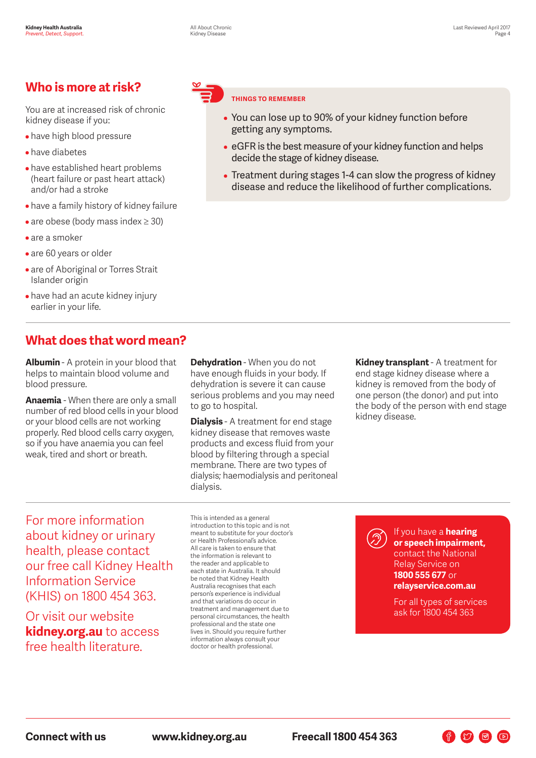## Who is more at risk?

You are at increased risk of chronic kidney disease if you:

- have high blood pressure
- have diabetes
- have established heart problems (heart failure or past heart attack) and/or had a stroke
- have a family history of kidney failure
- are obese (body mass index ≥ 30)
- are a smoker
- are 60 years or older
- are of Aboriginal or Torres Strait Islander origin
- have had an acute kidney injury earlier in your life.

**THINGS TO REMEMBER**

- You can lose up to 90% of your kidney function before getting any symptoms.
- eGFR is the best measure of your kidney function and helps decide the stage of kidney disease.
- Treatment during stages 1-4 can slow the progress of kidney disease and reduce the likelihood of further complications.

## What does that word mean?

**Albumin** - A protein in your blood that helps to maintain blood volume and blood pressure.

**Anaemia** - When there are only a small number of red blood cells in your blood or your blood cells are not working properly. Red blood cells carry oxygen, so if you have anaemia you can feel weak, tired and short or breath.

**Dehydration** - When you do not have enough fluids in your body. If dehydration is severe it can cause serious problems and you may need to go to hospital.

**Dialysis** - A treatment for end stage kidney disease that removes waste products and excess fluid from your blood by filtering through a special membrane. There are two types of dialysis; haemodialysis and peritoneal dialysis.

**Kidney transplant** - A treatment for end stage kidney disease where a kidney is removed from the body of one person (the donor) and put into the body of the person with end stage kidney disease.

For more information about kidney or urinary health, please contact our free call Kidney Health Information Service (KHIS) on 1800 454 363.

Or visit our website **kidney.org.au** to access free health literature.

This is intended as a general introduction to this topic and is not meant to substitute for your doctor's or Health Professional's advice. All care is taken to ensure that the information is relevant to the reader and applicable to each state in Australia. It should be noted that Kidney Health Australia recognises that each person's experience is individual and that variations do occur in treatment and management due to personal circumstances, the health professional and the state one lives in. Should you require further information always consult your doctor or health professional.

If you have a **hearing or speech impairment,** contact the National Relay Service on **1800 555 677** or **relayservice.com.au**

For all types of services ask for 1800 454 363

**Connect with us** **www.kidney.org.au** **Freecall 1800 454 363**